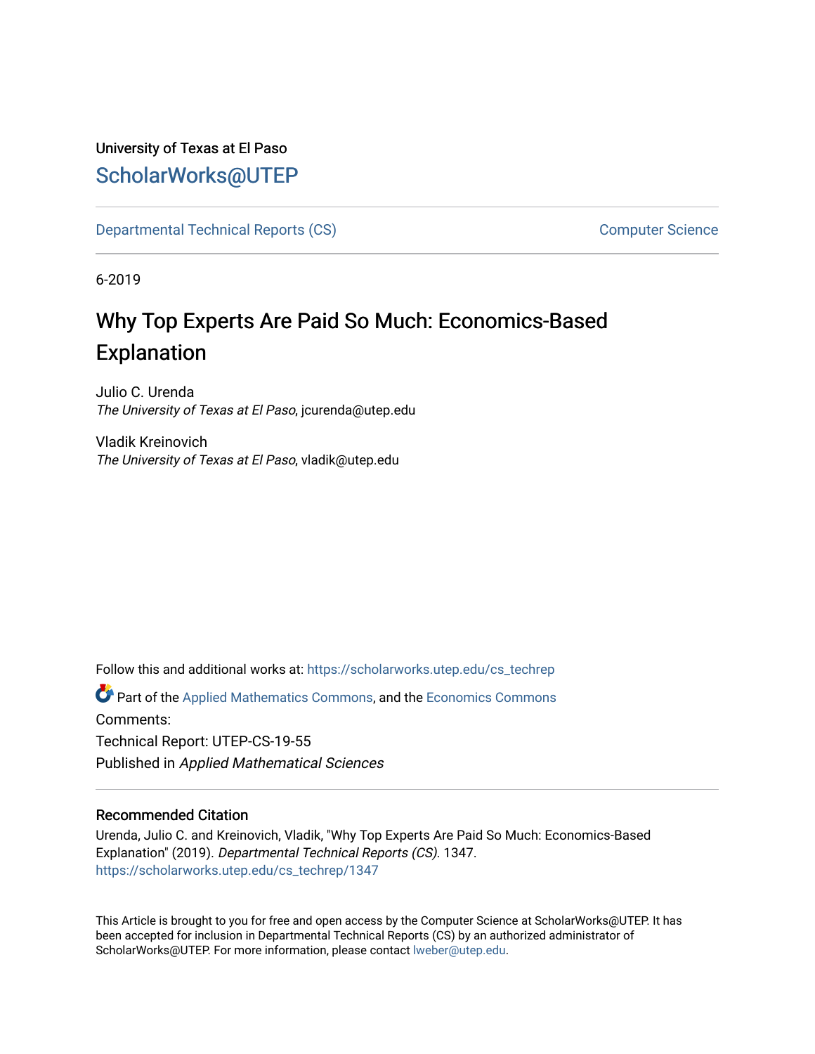University of Texas at El Paso

## ScholarWorks@UTEP

Departmental Technical Reports (CS) | Computer Science

6-2019

# Why Top Experts Are Paid So Much: Economics-Based Explanation

Julio C. Urenda
*The University of Texas at El Paso*, jcurenda@utep.edu

Vladik Kreinovich
*The University of Texas at El Paso*, vladik@utep.edu

Follow this and additional works at: https://scholarworks.utep.edu/cs_techrep

Part of the Applied Mathematics Commons, and the Economics Commons

Comments:

Technical Report: UTEP-CS-19-55

Published in *Applied Mathematical Sciences*

### Recommended Citation

Urenda, Julio C. and Kreinovich, Vladik, "Why Top Experts Are Paid So Much: Economics-Based Explanation" (2019). *Departmental Technical Reports (CS)*. 1347.
https://scholarworks.utep.edu/cs_techrep/1347

This Article is brought to you for free and open access by the Computer Science at ScholarWorks@UTEP. It has been accepted for inclusion in Departmental Technical Reports (CS) by an authorized administrator of ScholarWorks@UTEP. For more information, please contact lweber@utep.edu.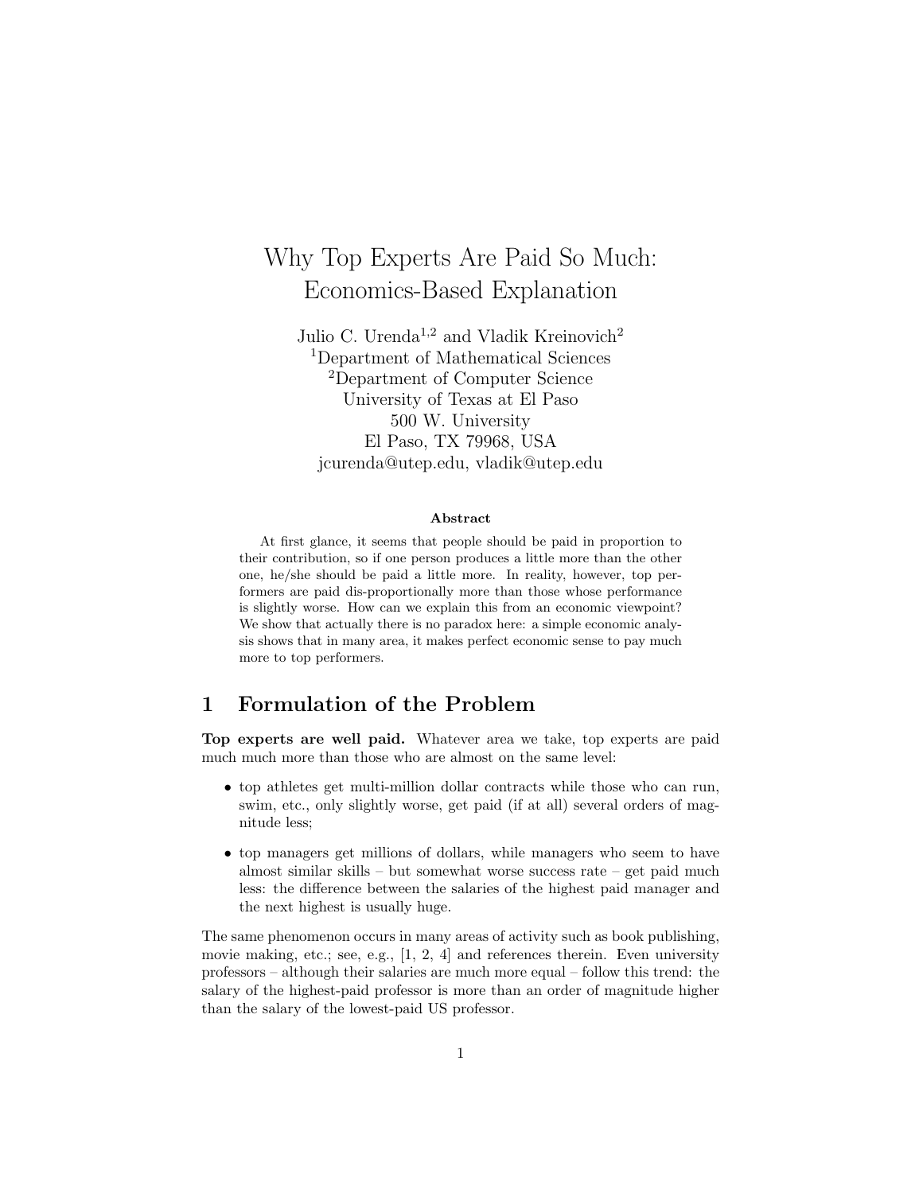# Why Top Experts Are Paid So Much: Economics-Based Explanation

Julio C. Urenda[1,2] and Vladik Kreinovich[2]
[1]Department of Mathematical Sciences
[2]Department of Computer Science
University of Texas at El Paso
500 W. University
El Paso, TX 79968, USA
jcurenda@utep.edu, vladik@utep.edu

**Abstract**

At first glance, it seems that people should be paid in proportion to their contribution, so if one person produces a little more than the other one, he/she should be paid a little more. In reality, however, top performers are paid dis-proportionally more than those whose performance is slightly worse. How can we explain this from an economic viewpoint? We show that actually there is no paradox here: a simple economic analysis shows that in many area, it makes perfect economic sense to pay much more to top performers.

## 1 Formulation of the Problem

**Top experts are well paid.** Whatever area we take, top experts are paid much much more than those who are almost on the same level:

- top athletes get multi-million dollar contracts while those who can run, swim, etc., only slightly worse, get paid (if at all) several orders of magnitude less;
- top managers get millions of dollars, while managers who seem to have almost similar skills – but somewhat worse success rate – get paid much less: the difference between the salaries of the highest paid manager and the next highest is usually huge.

The same phenomenon occurs in many areas of activity such as book publishing, movie making, etc.; see, e.g., [1, 2, 4] and references therein. Even university professors – although their salaries are much more equal – follow this trend: the salary of the highest-paid professor is more than an order of magnitude higher than the salary of the lowest-paid US professor.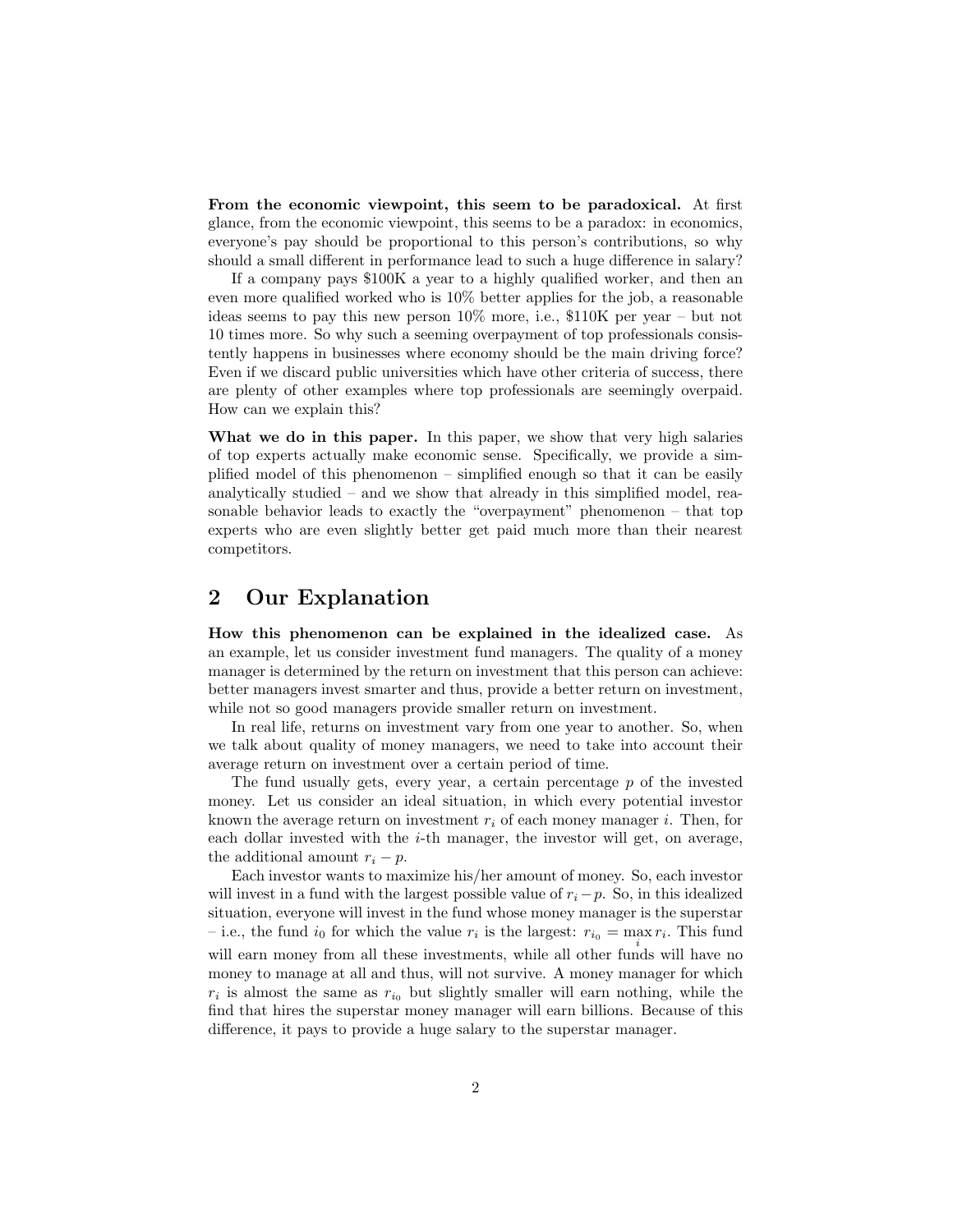**From the economic viewpoint, this seem to be paradoxical.** At first glance, from the economic viewpoint, this seems to be a paradox: in economics, everyone's pay should be proportional to this person's contributions, so why should a small different in performance lead to such a huge difference in salary?

If a company pays $100K a year to a highly qualified worker, and then an even more qualified worked who is 10% better applies for the job, a reasonable ideas seems to pay this new person 10% more, i.e., $110K per year – but not 10 times more. So why such a seeming overpayment of top professionals consistently happens in businesses where economy should be the main driving force? Even if we discard public universities which have other criteria of success, there are plenty of other examples where top professionals are seemingly overpaid. How can we explain this?

**What we do in this paper.** In this paper, we show that very high salaries of top experts actually make economic sense. Specifically, we provide a simplified model of this phenomenon – simplified enough so that it can be easily analytically studied – and we show that already in this simplified model, reasonable behavior leads to exactly the "overpayment" phenomenon – that top experts who are even slightly better get paid much more than their nearest competitors.

## 2 Our Explanation

**How this phenomenon can be explained in the idealized case.** As an example, let us consider investment fund managers. The quality of a money manager is determined by the return on investment that this person can achieve: better managers invest smarter and thus, provide a better return on investment, while not so good managers provide smaller return on investment.

In real life, returns on investment vary from one year to another. So, when we talk about quality of money managers, we need to take into account their average return on investment over a certain period of time.

The fund usually gets, every year, a certain percentage $p$ of the invested money. Let us consider an ideal situation, in which every potential investor known the average return on investment $r_i$ of each money manager $i$. Then, for each dollar invested with the $i$-th manager, the investor will get, on average, the additional amount $r_i - p$.

Each investor wants to maximize his/her amount of money. So, each investor will invest in a fund with the largest possible value of $r_i - p$. So, in this idealized situation, everyone will invest in the fund whose money manager is the superstar – i.e., the fund $i_0$ for which the value $r_i$ is the largest: $r_{i_0} = \max\limits_i r_i$. This fund will earn money from all these investments, while all other funds will have no money to manage at all and thus, will not survive. A money manager for which $r_i$ is almost the same as $r_{i_0}$ but slightly smaller will earn nothing, while the find that hires the superstar money manager will earn billions. Because of this difference, it pays to provide a huge salary to the superstar manager.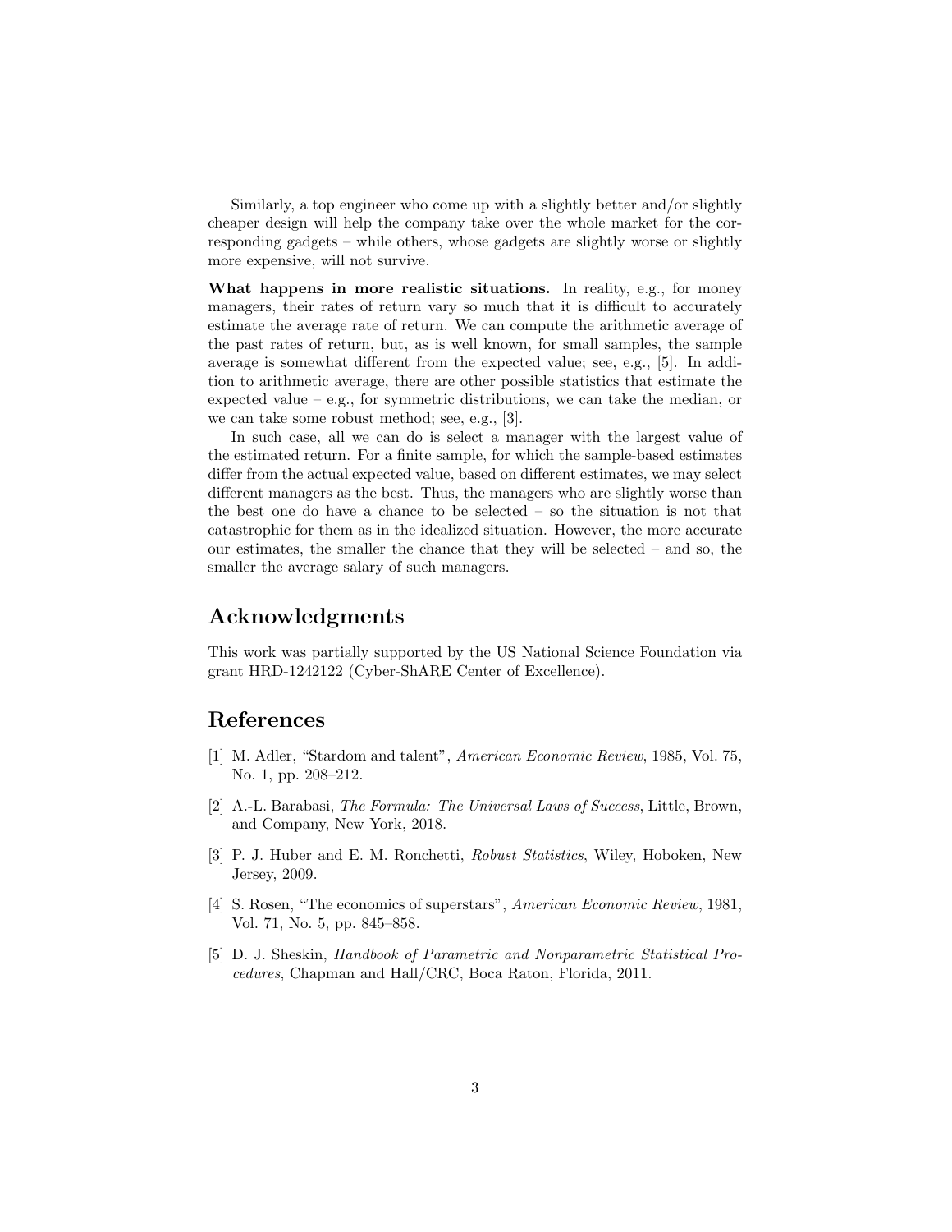Similarly, a top engineer who come up with a slightly better and/or slightly cheaper design will help the company take over the whole market for the corresponding gadgets – while others, whose gadgets are slightly worse or slightly more expensive, will not survive.

**What happens in more realistic situations.** In reality, e.g., for money managers, their rates of return vary so much that it is difficult to accurately estimate the average rate of return. We can compute the arithmetic average of the past rates of return, but, as is well known, for small samples, the sample average is somewhat different from the expected value; see, e.g., [5]. In addition to arithmetic average, there are other possible statistics that estimate the expected value – e.g., for symmetric distributions, we can take the median, or we can take some robust method; see, e.g., [3].

In such case, all we can do is select a manager with the largest value of the estimated return. For a finite sample, for which the sample-based estimates differ from the actual expected value, based on different estimates, we may select different managers as the best. Thus, the managers who are slightly worse than the best one do have a chance to be selected – so the situation is not that catastrophic for them as in the idealized situation. However, the more accurate our estimates, the smaller the chance that they will be selected – and so, the smaller the average salary of such managers.

## Acknowledgments

This work was partially supported by the US National Science Foundation via grant HRD-1242122 (Cyber-ShARE Center of Excellence).

## References

[1] M. Adler, "Stardom and talent", *American Economic Review*, 1985, Vol. 75, No. 1, pp. 208–212.

[2] A.-L. Barabasi, *The Formula: The Universal Laws of Success*, Little, Brown, and Company, New York, 2018.

[3] P. J. Huber and E. M. Ronchetti, *Robust Statistics*, Wiley, Hoboken, New Jersey, 2009.

[4] S. Rosen, "The economics of superstars", *American Economic Review*, 1981, Vol. 71, No. 5, pp. 845–858.

[5] D. J. Sheskin, *Handbook of Parametric and Nonparametric Statistical Procedures*, Chapman and Hall/CRC, Boca Raton, Florida, 2011.